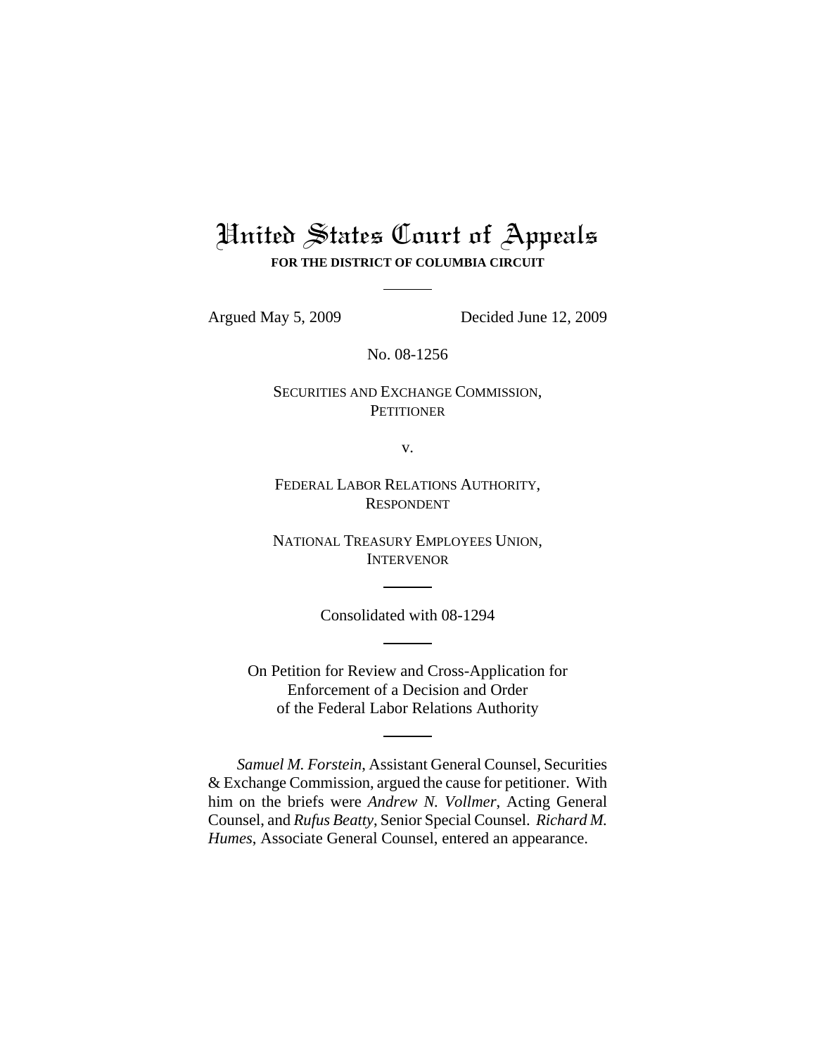# United States Court of Appeals

**FOR THE DISTRICT OF COLUMBIA CIRCUIT**

---

Argued May 5, 2009 Decided June 12, 2009

No. 08-1256

SECURITIES AND EXCHANGE COMMISSION,
PETITIONER

v.

FEDERAL LABOR RELATIONS AUTHORITY,
RESPONDENT

NATIONAL TREASURY EMPLOYEES UNION,
INTERVENOR

---

Consolidated with 08-1294

---

On Petition for Review and Cross-Application for Enforcement of a Decision and Order of the Federal Labor Relations Authority

---

*Samuel M. Forstein*, Assistant General Counsel, Securities & Exchange Commission, argued the cause for petitioner. With him on the briefs were *Andrew N. Vollmer*, Acting General Counsel, and *Rufus Beatty*, Senior Special Counsel. *Richard M. Humes*, Associate General Counsel, entered an appearance.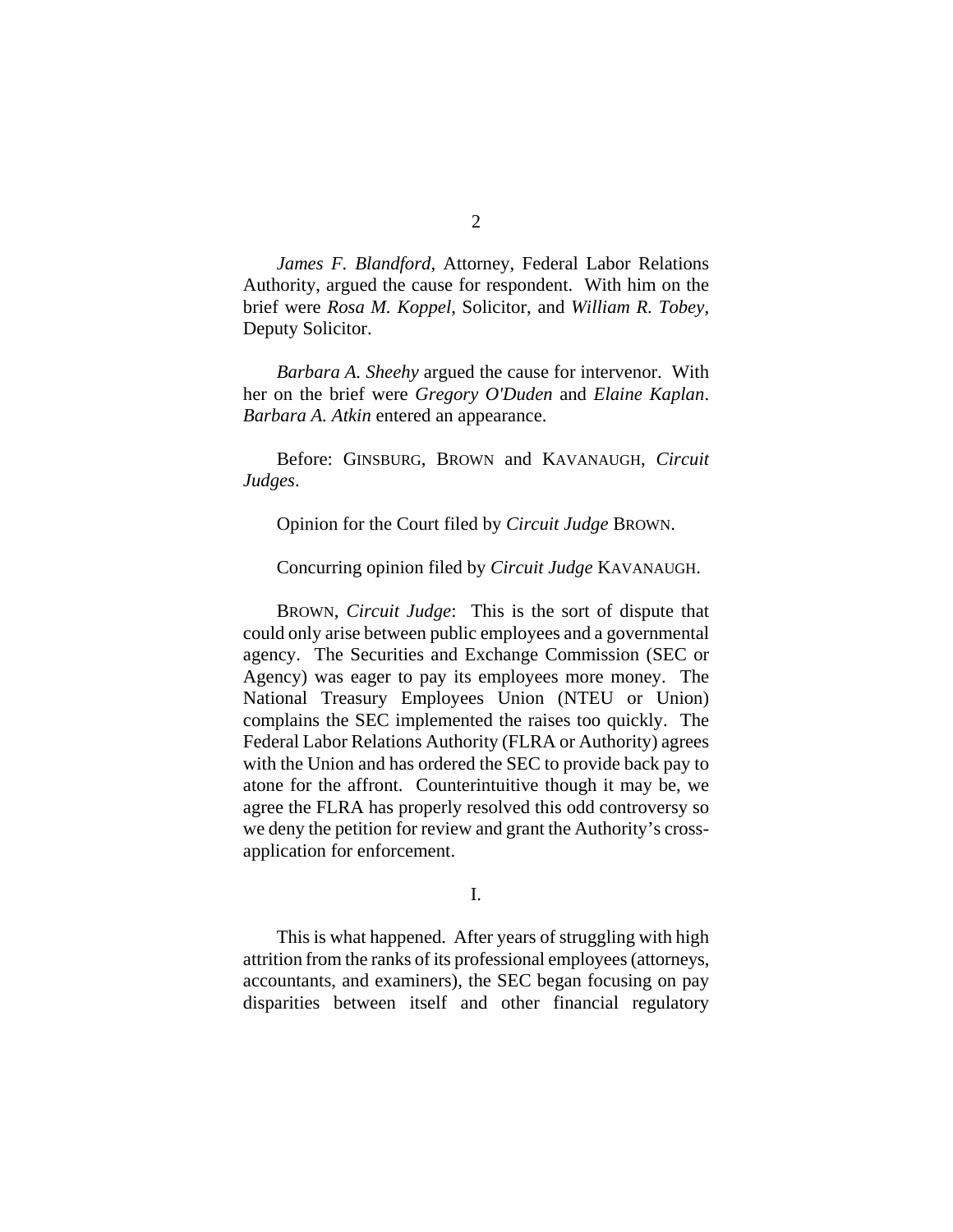*James F. Blandford*, Attorney, Federal Labor Relations Authority, argued the cause for respondent. With him on the brief were *Rosa M. Koppel*, Solicitor, and *William R. Tobey*, Deputy Solicitor.

*Barbara A. Sheehy* argued the cause for intervenor. With her on the brief were *Gregory O'Duden* and *Elaine Kaplan*. *Barbara A. Atkin* entered an appearance.

Before: GINSBURG, BROWN and KAVANAUGH, *Circuit Judges*.

Opinion for the Court filed by *Circuit Judge* BROWN.

Concurring opinion filed by *Circuit Judge* KAVANAUGH.

BROWN, *Circuit Judge*: This is the sort of dispute that could only arise between public employees and a governmental agency. The Securities and Exchange Commission (SEC or Agency) was eager to pay its employees more money. The National Treasury Employees Union (NTEU or Union) complains the SEC implemented the raises too quickly. The Federal Labor Relations Authority (FLRA or Authority) agrees with the Union and has ordered the SEC to provide back pay to atone for the affront. Counterintuitive though it may be, we agree the FLRA has properly resolved this odd controversy so we deny the petition for review and grant the Authority's cross-application for enforcement.

## I.

This is what happened. After years of struggling with high attrition from the ranks of its professional employees (attorneys, accountants, and examiners), the SEC began focusing on pay disparities between itself and other financial regulatory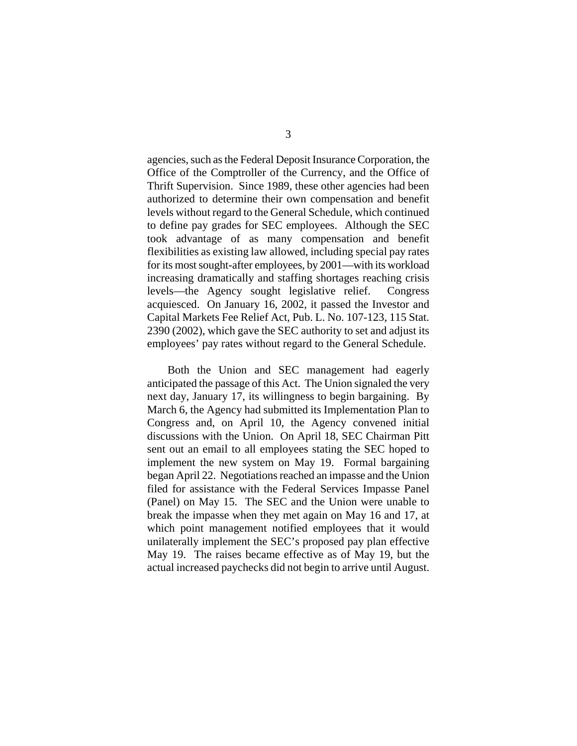agencies, such as the Federal Deposit Insurance Corporation, the Office of the Comptroller of the Currency, and the Office of Thrift Supervision. Since 1989, these other agencies had been authorized to determine their own compensation and benefit levels without regard to the General Schedule, which continued to define pay grades for SEC employees. Although the SEC took advantage of as many compensation and benefit flexibilities as existing law allowed, including special pay rates for its most sought-after employees, by 2001—with its workload increasing dramatically and staffing shortages reaching crisis levels—the Agency sought legislative relief. Congress acquiesced. On January 16, 2002, it passed the Investor and Capital Markets Fee Relief Act, Pub. L. No. 107-123, 115 Stat. 2390 (2002), which gave the SEC authority to set and adjust its employees' pay rates without regard to the General Schedule.

Both the Union and SEC management had eagerly anticipated the passage of this Act. The Union signaled the very next day, January 17, its willingness to begin bargaining. By March 6, the Agency had submitted its Implementation Plan to Congress and, on April 10, the Agency convened initial discussions with the Union. On April 18, SEC Chairman Pitt sent out an email to all employees stating the SEC hoped to implement the new system on May 19. Formal bargaining began April 22. Negotiations reached an impasse and the Union filed for assistance with the Federal Services Impasse Panel (Panel) on May 15. The SEC and the Union were unable to break the impasse when they met again on May 16 and 17, at which point management notified employees that it would unilaterally implement the SEC's proposed pay plan effective May 19. The raises became effective as of May 19, but the actual increased paychecks did not begin to arrive until August.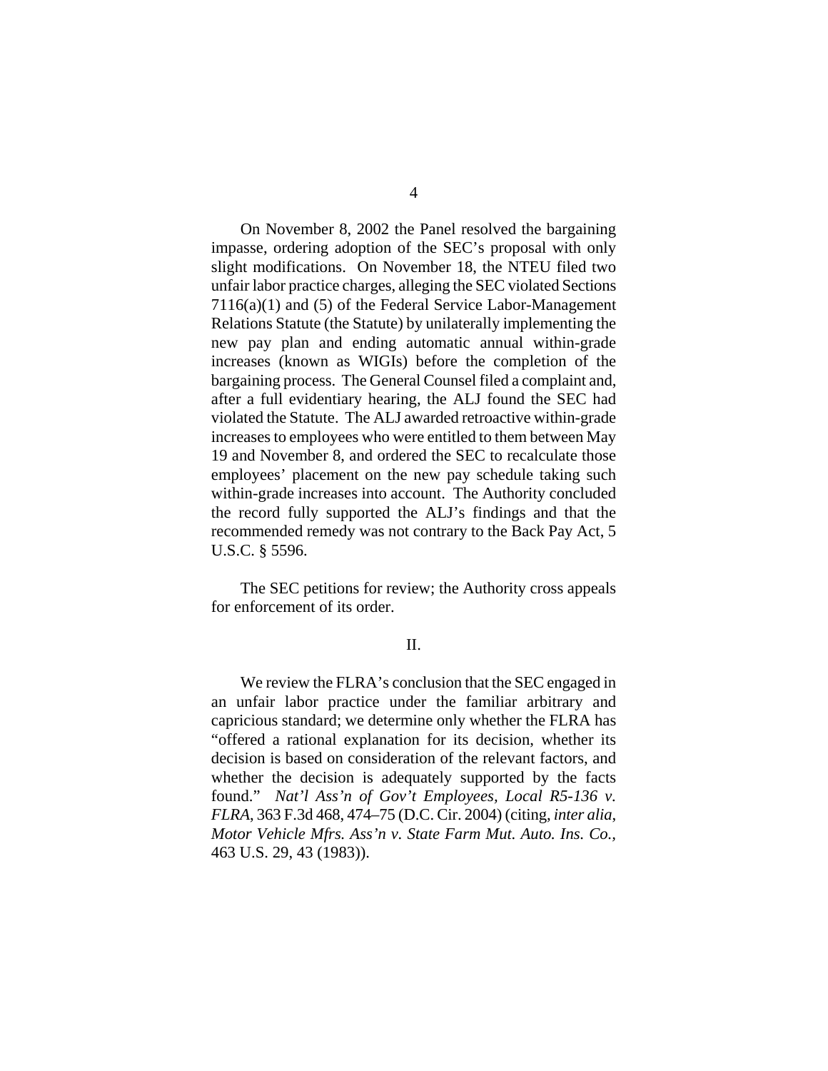On November 8, 2002 the Panel resolved the bargaining impasse, ordering adoption of the SEC's proposal with only slight modifications. On November 18, the NTEU filed two unfair labor practice charges, alleging the SEC violated Sections 7116(a)(1) and (5) of the Federal Service Labor-Management Relations Statute (the Statute) by unilaterally implementing the new pay plan and ending automatic annual within-grade increases (known as WIGIs) before the completion of the bargaining process. The General Counsel filed a complaint and, after a full evidentiary hearing, the ALJ found the SEC had violated the Statute. The ALJ awarded retroactive within-grade increases to employees who were entitled to them between May 19 and November 8, and ordered the SEC to recalculate those employees' placement on the new pay schedule taking such within-grade increases into account. The Authority concluded the record fully supported the ALJ's findings and that the recommended remedy was not contrary to the Back Pay Act, 5 U.S.C. § 5596.

The SEC petitions for review; the Authority cross appeals for enforcement of its order.

## II.

We review the FLRA's conclusion that the SEC engaged in an unfair labor practice under the familiar arbitrary and capricious standard; we determine only whether the FLRA has "offered a rational explanation for its decision, whether its decision is based on consideration of the relevant factors, and whether the decision is adequately supported by the facts found." *Nat'l Ass'n of Gov't Employees, Local R5-136 v. FLRA*, 363 F.3d 468, 474–75 (D.C. Cir. 2004) (citing, *inter alia*, *Motor Vehicle Mfrs. Ass'n v. State Farm Mut. Auto. Ins. Co.*, 463 U.S. 29, 43 (1983)).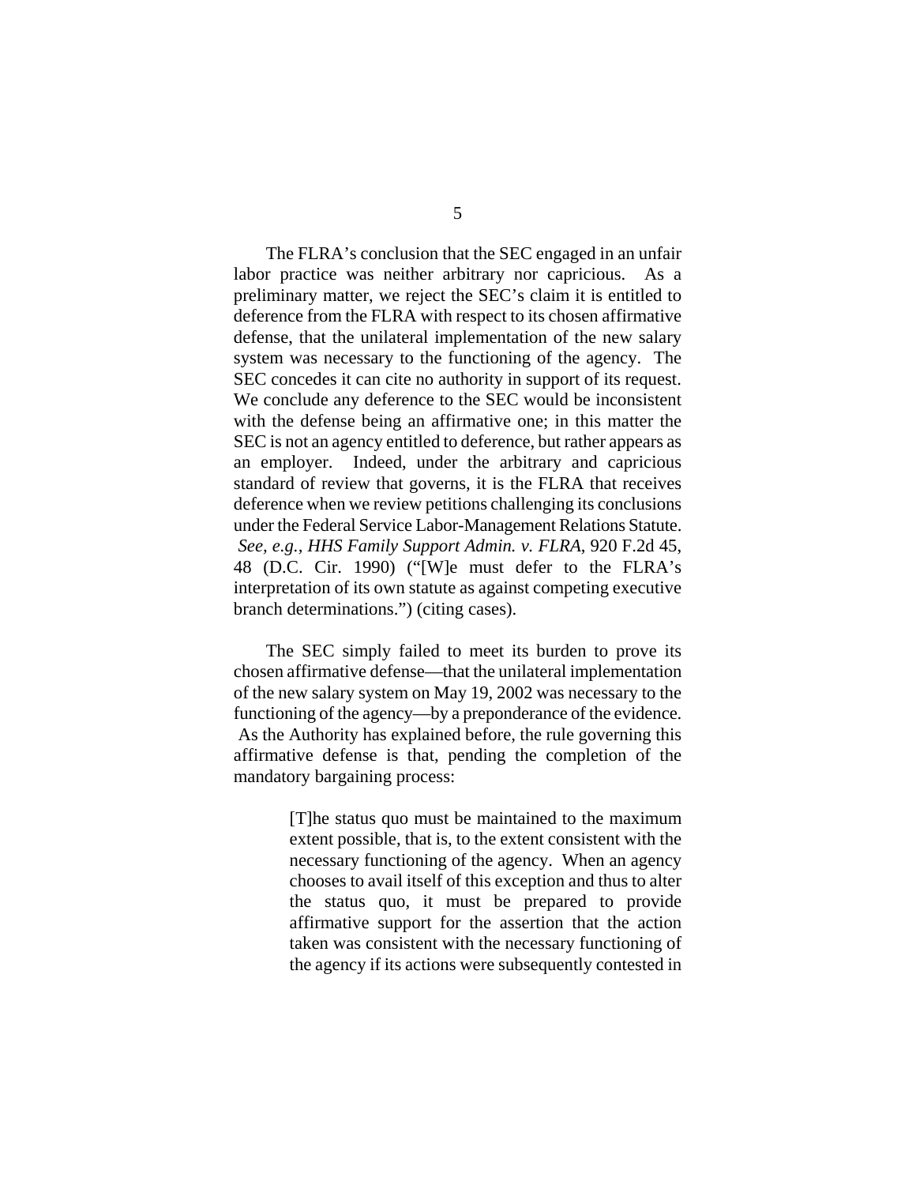The FLRA's conclusion that the SEC engaged in an unfair labor practice was neither arbitrary nor capricious. As a preliminary matter, we reject the SEC's claim it is entitled to deference from the FLRA with respect to its chosen affirmative defense, that the unilateral implementation of the new salary system was necessary to the functioning of the agency. The SEC concedes it can cite no authority in support of its request. We conclude any deference to the SEC would be inconsistent with the defense being an affirmative one; in this matter the SEC is not an agency entitled to deference, but rather appears as an employer. Indeed, under the arbitrary and capricious standard of review that governs, it is the FLRA that receives deference when we review petitions challenging its conclusions under the Federal Service Labor-Management Relations Statute. *See, e.g.*, *HHS Family Support Admin. v. FLRA*, 920 F.2d 45, 48 (D.C. Cir. 1990) ("[W]e must defer to the FLRA's interpretation of its own statute as against competing executive branch determinations.") (citing cases).

The SEC simply failed to meet its burden to prove its chosen affirmative defense—that the unilateral implementation of the new salary system on May 19, 2002 was necessary to the functioning of the agency—by a preponderance of the evidence. As the Authority has explained before, the rule governing this affirmative defense is that, pending the completion of the mandatory bargaining process:

> [T]he status quo must be maintained to the maximum extent possible, that is, to the extent consistent with the necessary functioning of the agency. When an agency chooses to avail itself of this exception and thus to alter the status quo, it must be prepared to provide affirmative support for the assertion that the action taken was consistent with the necessary functioning of the agency if its actions were subsequently contested in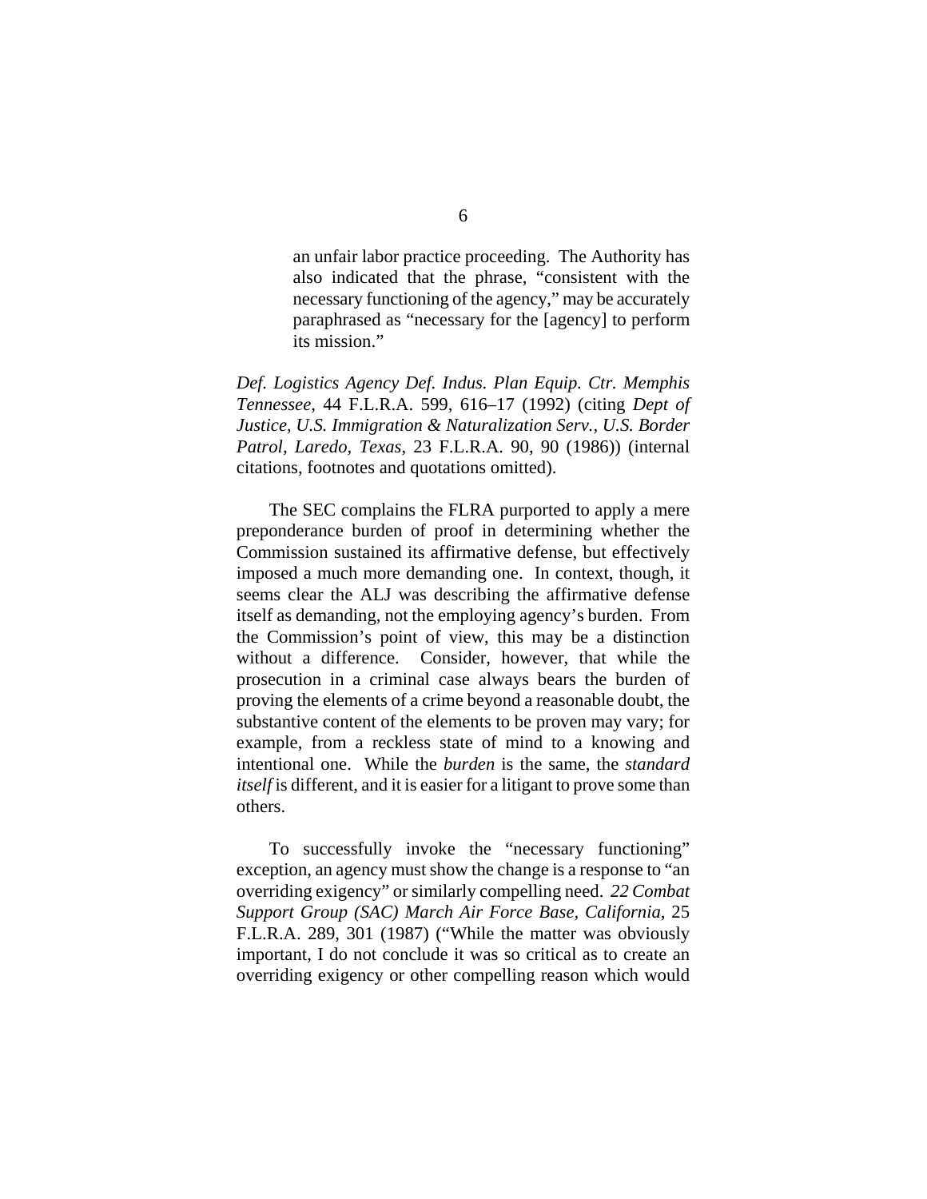> an unfair labor practice proceeding. The Authority has also indicated that the phrase, "consistent with the necessary functioning of the agency," may be accurately paraphrased as "necessary for the [agency] to perform its mission."

*Def. Logistics Agency Def. Indus. Plan Equip. Ctr. Memphis Tennessee*, 44 F.L.R.A. 599, 616–17 (1992) (citing *Dept of Justice, U.S. Immigration & Naturalization Serv., U.S. Border Patrol, Laredo, Texas*, 23 F.L.R.A. 90, 90 (1986)) (internal citations, footnotes and quotations omitted).

The SEC complains the FLRA purported to apply a mere preponderance burden of proof in determining whether the Commission sustained its affirmative defense, but effectively imposed a much more demanding one. In context, though, it seems clear the ALJ was describing the affirmative defense itself as demanding, not the employing agency's burden. From the Commission's point of view, this may be a distinction without a difference. Consider, however, that while the prosecution in a criminal case always bears the burden of proving the elements of a crime beyond a reasonable doubt, the substantive content of the elements to be proven may vary; for example, from a reckless state of mind to a knowing and intentional one. While the *burden* is the same, the *standard itself* is different, and it is easier for a litigant to prove some than others.

To successfully invoke the "necessary functioning" exception, an agency must show the change is a response to "an overriding exigency" or similarly compelling need. *22 Combat Support Group (SAC) March Air Force Base, California*, 25 F.L.R.A. 289, 301 (1987) ("While the matter was obviously important, I do not conclude it was so critical as to create an overriding exigency or other compelling reason which would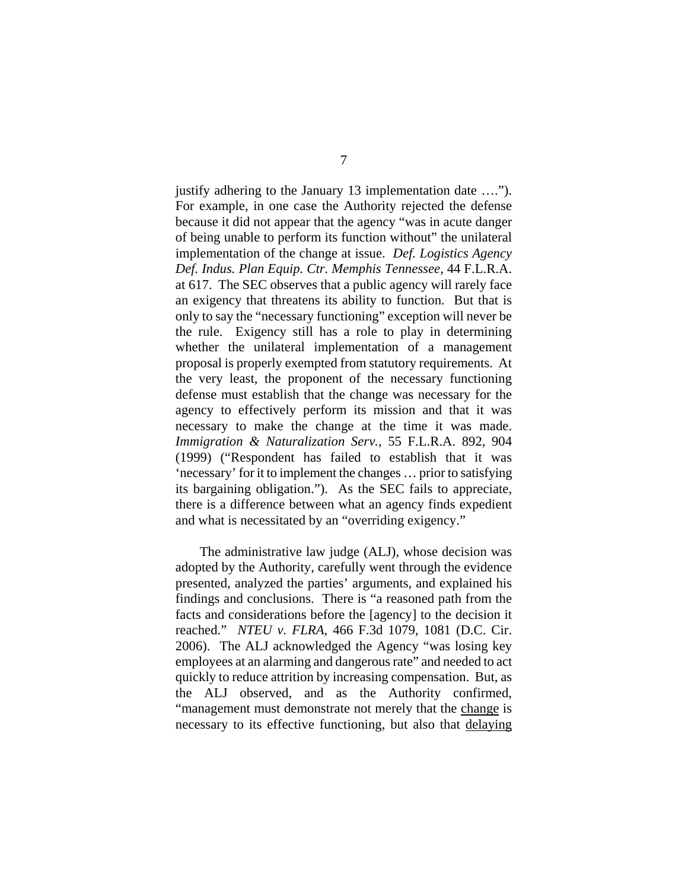justify adhering to the January 13 implementation date ….”). For example, in one case the Authority rejected the defense because it did not appear that the agency “was in acute danger of being unable to perform its function without” the unilateral implementation of the change at issue. *Def. Logistics Agency Def. Indus. Plan Equip. Ctr. Memphis Tennessee*, 44 F.L.R.A. at 617. The SEC observes that a public agency will rarely face an exigency that threatens its ability to function. But that is only to say the “necessary functioning” exception will never be the rule. Exigency still has a role to play in determining whether the unilateral implementation of a management proposal is properly exempted from statutory requirements. At the very least, the proponent of the necessary functioning defense must establish that the change was necessary for the agency to effectively perform its mission and that it was necessary to make the change at the time it was made. *Immigration & Naturalization Serv.*, 55 F.L.R.A. 892, 904 (1999) (“Respondent has failed to establish that it was ‘necessary’ for it to implement the changes … prior to satisfying its bargaining obligation.”). As the SEC fails to appreciate, there is a difference between what an agency finds expedient and what is necessitated by an “overriding exigency.”

The administrative law judge (ALJ), whose decision was adopted by the Authority, carefully went through the evidence presented, analyzed the parties’ arguments, and explained his findings and conclusions. There is “a reasoned path from the facts and considerations before the [agency] to the decision it reached.” *NTEU v. FLRA*, 466 F.3d 1079, 1081 (D.C. Cir. 2006). The ALJ acknowledged the Agency “was losing key employees at an alarming and dangerous rate” and needed to act quickly to reduce attrition by increasing compensation. But, as the ALJ observed, and as the Authority confirmed, “management must demonstrate not merely that the change is necessary to its effective functioning, but also that delaying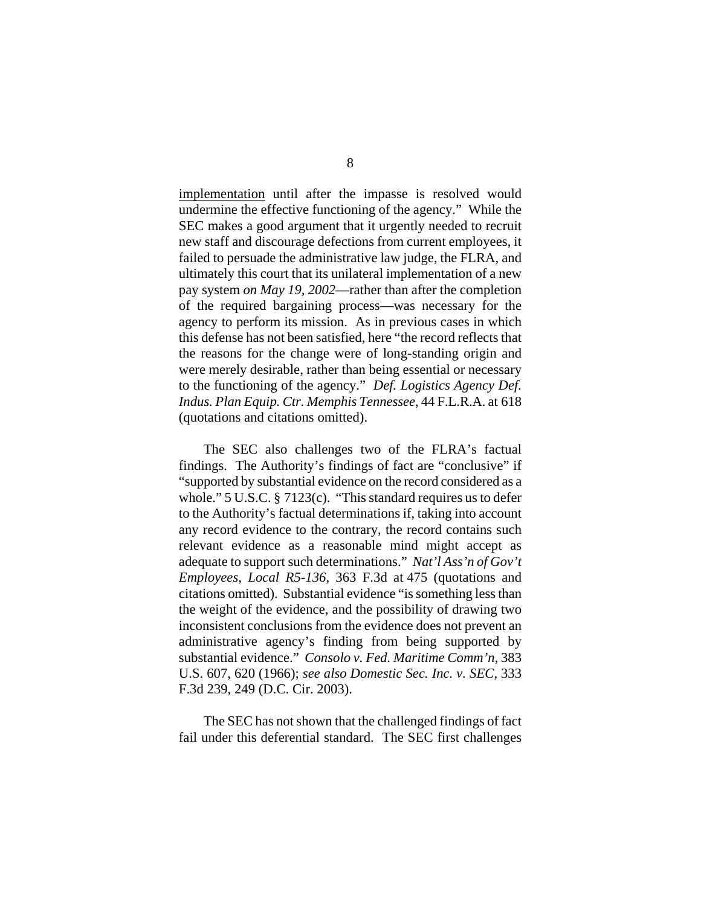<u>implementation</u> until after the impasse is resolved would undermine the effective functioning of the agency." While the SEC makes a good argument that it urgently needed to recruit new staff and discourage defections from current employees, it failed to persuade the administrative law judge, the FLRA, and ultimately this court that its unilateral implementation of a new pay system *on May 19, 2002*—rather than after the completion of the required bargaining process—was necessary for the agency to perform its mission. As in previous cases in which this defense has not been satisfied, here "the record reflects that the reasons for the change were of long-standing origin and were merely desirable, rather than being essential or necessary to the functioning of the agency." *Def. Logistics Agency Def. Indus. Plan Equip. Ctr. Memphis Tennessee*, 44 F.L.R.A. at 618 (quotations and citations omitted).

The SEC also challenges two of the FLRA's factual findings. The Authority's findings of fact are "conclusive" if "supported by substantial evidence on the record considered as a whole." 5 U.S.C. § 7123(c). "This standard requires us to defer to the Authority's factual determinations if, taking into account any record evidence to the contrary, the record contains such relevant evidence as a reasonable mind might accept as adequate to support such determinations." *Nat'l Ass'n of Gov't Employees, Local R5-136*, 363 F.3d at 475 (quotations and citations omitted). Substantial evidence "is something less than the weight of the evidence, and the possibility of drawing two inconsistent conclusions from the evidence does not prevent an administrative agency's finding from being supported by substantial evidence." *Consolo v. Fed. Maritime Comm'n*, 383 U.S. 607, 620 (1966); *see also Domestic Sec. Inc. v. SEC*, 333 F.3d 239, 249 (D.C. Cir. 2003).

The SEC has not shown that the challenged findings of fact fail under this deferential standard. The SEC first challenges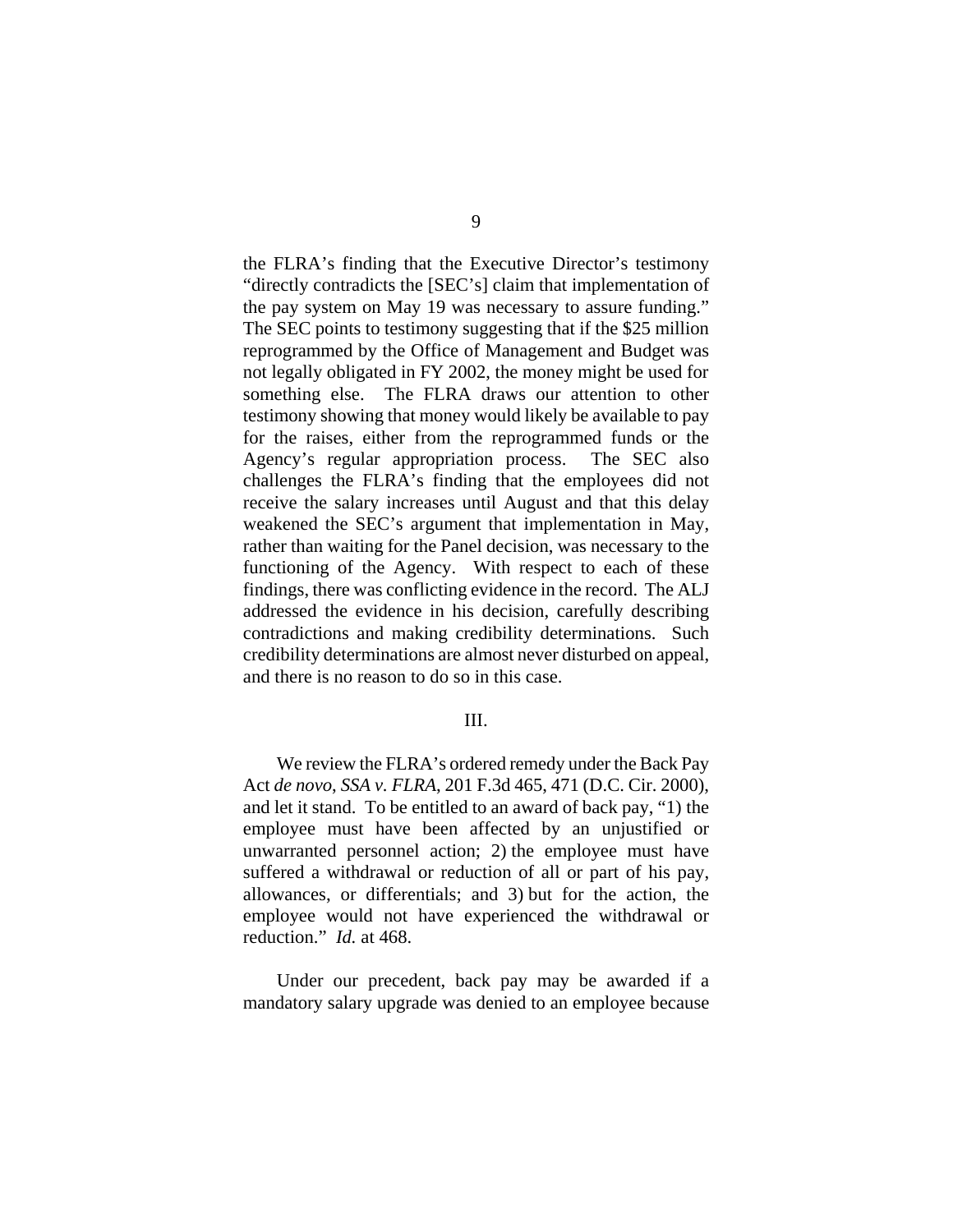the FLRA's finding that the Executive Director's testimony "directly contradicts the [SEC's] claim that implementation of the pay system on May 19 was necessary to assure funding." The SEC points to testimony suggesting that if the $25 million reprogrammed by the Office of Management and Budget was not legally obligated in FY 2002, the money might be used for something else. The FLRA draws our attention to other testimony showing that money would likely be available to pay for the raises, either from the reprogrammed funds or the Agency's regular appropriation process. The SEC also challenges the FLRA's finding that the employees did not receive the salary increases until August and that this delay weakened the SEC's argument that implementation in May, rather than waiting for the Panel decision, was necessary to the functioning of the Agency. With respect to each of these findings, there was conflicting evidence in the record. The ALJ addressed the evidence in his decision, carefully describing contradictions and making credibility determinations. Such credibility determinations are almost never disturbed on appeal, and there is no reason to do so in this case.

III.

We review the FLRA's ordered remedy under the Back Pay Act *de novo*, *SSA v. FLRA*, 201 F.3d 465, 471 (D.C. Cir. 2000), and let it stand. To be entitled to an award of back pay, "1) the employee must have been affected by an unjustified or unwarranted personnel action; 2) the employee must have suffered a withdrawal or reduction of all or part of his pay, allowances, or differentials; and 3) but for the action, the employee would not have experienced the withdrawal or reduction." *Id.* at 468.

Under our precedent, back pay may be awarded if a mandatory salary upgrade was denied to an employee because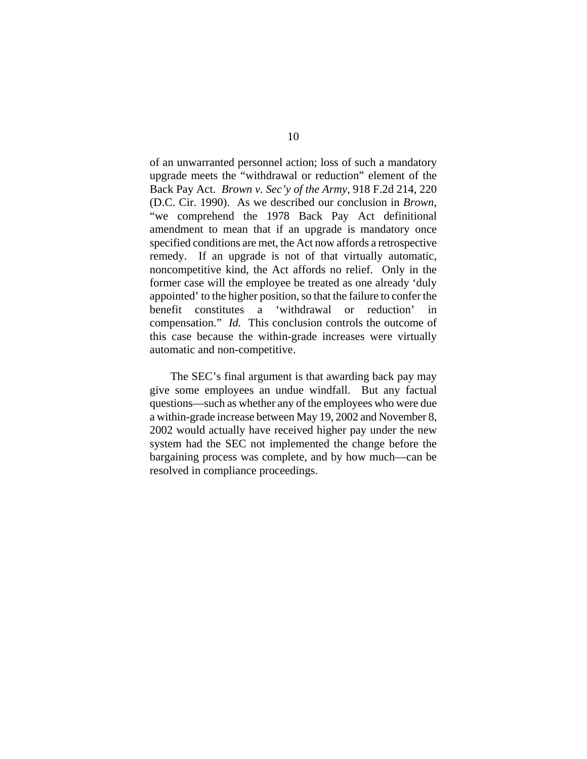of an unwarranted personnel action; loss of such a mandatory upgrade meets the "withdrawal or reduction" element of the Back Pay Act. *Brown v. Sec'y of the Army*, 918 F.2d 214, 220 (D.C. Cir. 1990). As we described our conclusion in *Brown*, "we comprehend the 1978 Back Pay Act definitional amendment to mean that if an upgrade is mandatory once specified conditions are met, the Act now affords a retrospective remedy. If an upgrade is not of that virtually automatic, noncompetitive kind, the Act affords no relief. Only in the former case will the employee be treated as one already 'duly appointed' to the higher position, so that the failure to confer the benefit constitutes a 'withdrawal or reduction' in compensation." *Id.* This conclusion controls the outcome of this case because the within-grade increases were virtually automatic and non-competitive.

The SEC's final argument is that awarding back pay may give some employees an undue windfall. But any factual questions—such as whether any of the employees who were due a within-grade increase between May 19, 2002 and November 8, 2002 would actually have received higher pay under the new system had the SEC not implemented the change before the bargaining process was complete, and by how much—can be resolved in compliance proceedings.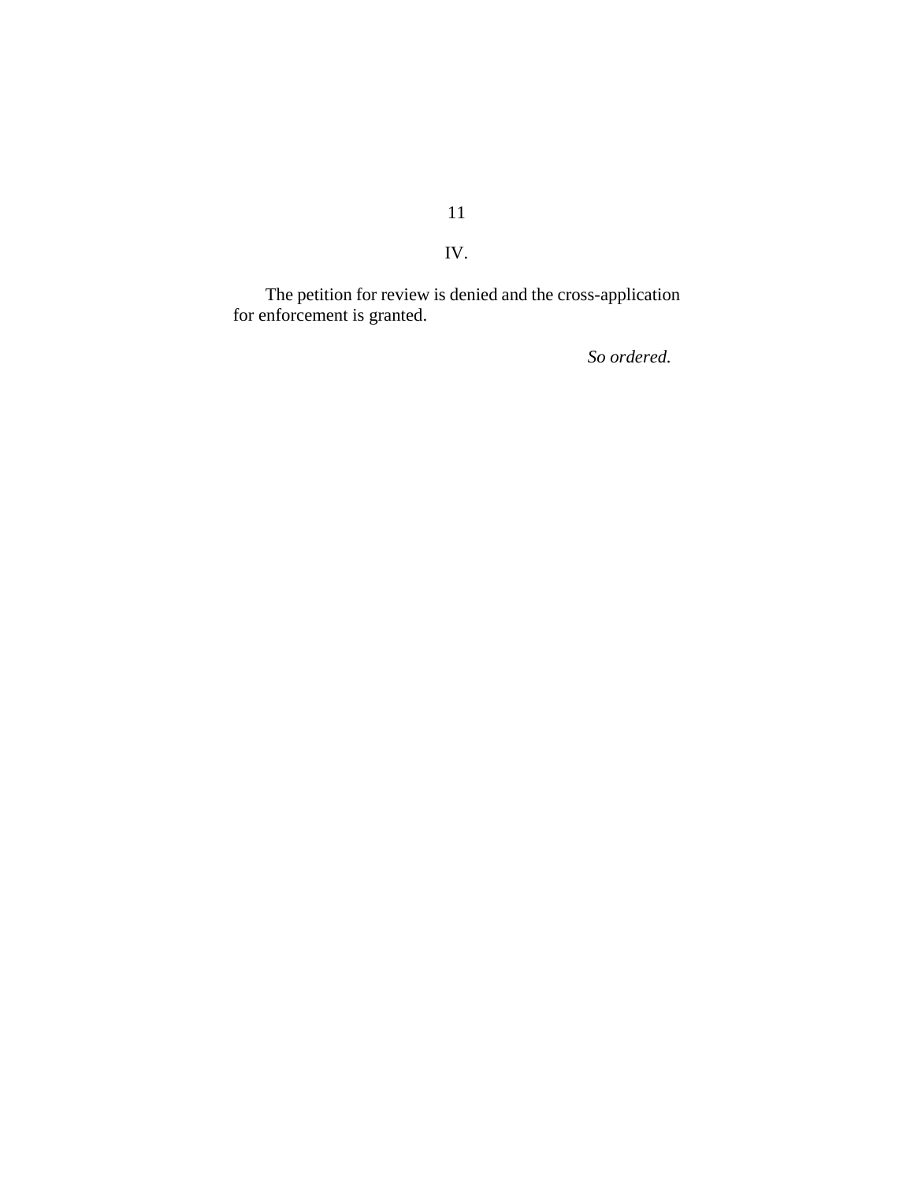## IV.

The petition for review is denied and the cross-application for enforcement is granted.

*So ordered.*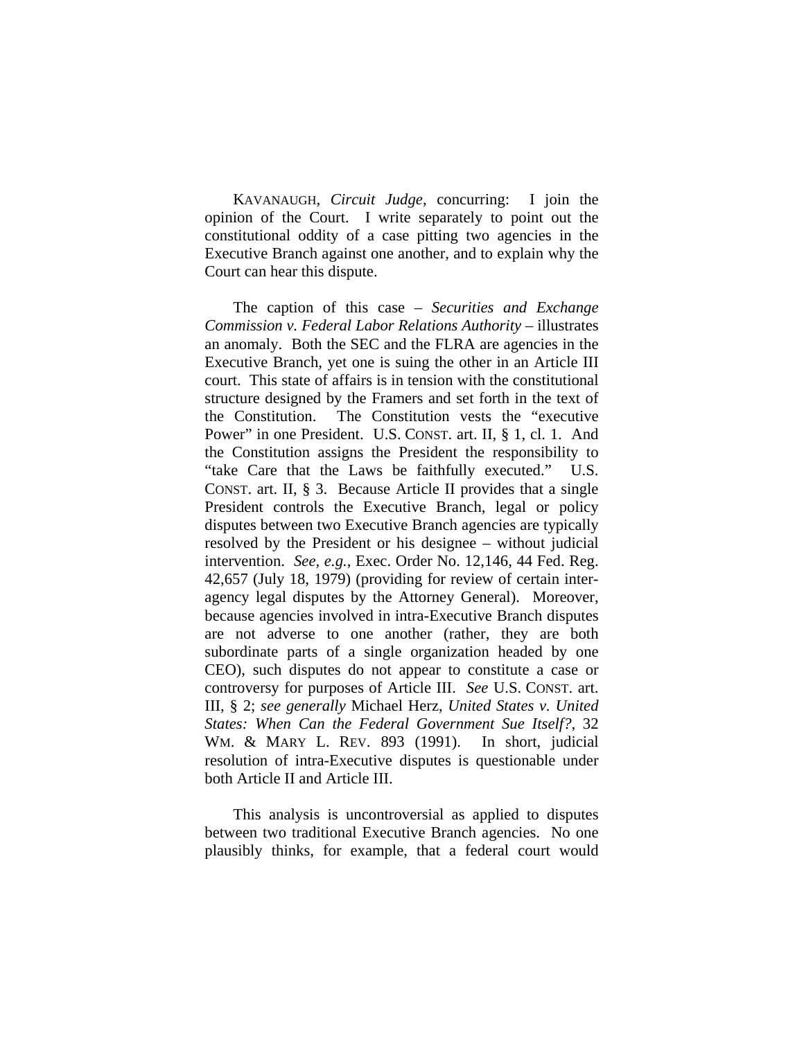KAVANAUGH, *Circuit Judge*, concurring: I join the opinion of the Court. I write separately to point out the constitutional oddity of a case pitting two agencies in the Executive Branch against one another, and to explain why the Court can hear this dispute.

The caption of this case – *Securities and Exchange Commission v. Federal Labor Relations Authority* – illustrates an anomaly. Both the SEC and the FLRA are agencies in the Executive Branch, yet one is suing the other in an Article III court. This state of affairs is in tension with the constitutional structure designed by the Framers and set forth in the text of the Constitution. The Constitution vests the "executive Power" in one President. U.S. CONST. art. II, § 1, cl. 1. And the Constitution assigns the President the responsibility to "take Care that the Laws be faithfully executed." U.S. CONST. art. II, § 3. Because Article II provides that a single President controls the Executive Branch, legal or policy disputes between two Executive Branch agencies are typically resolved by the President or his designee – without judicial intervention. *See, e.g.*, Exec. Order No. 12,146, 44 Fed. Reg. 42,657 (July 18, 1979) (providing for review of certain inter-agency legal disputes by the Attorney General). Moreover, because agencies involved in intra-Executive Branch disputes are not adverse to one another (rather, they are both subordinate parts of a single organization headed by one CEO), such disputes do not appear to constitute a case or controversy for purposes of Article III. *See* U.S. CONST. art. III, § 2; *see generally* Michael Herz, *United States v. United States: When Can the Federal Government Sue Itself?*, 32 WM. & MARY L. REV. 893 (1991). In short, judicial resolution of intra-Executive disputes is questionable under both Article II and Article III.

This analysis is uncontroversial as applied to disputes between two traditional Executive Branch agencies. No one plausibly thinks, for example, that a federal court would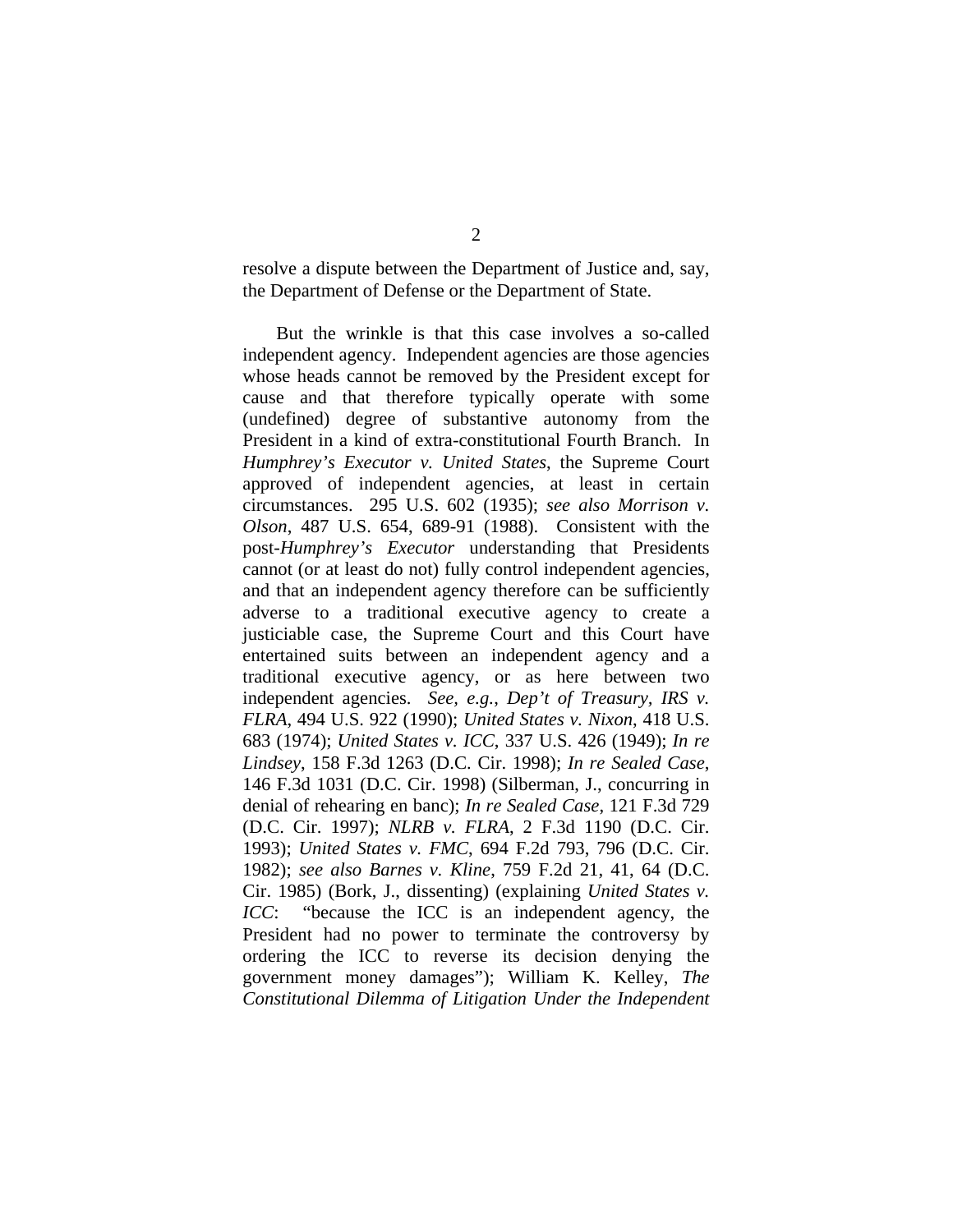resolve a dispute between the Department of Justice and, say, the Department of Defense or the Department of State.

But the wrinkle is that this case involves a so-called independent agency. Independent agencies are those agencies whose heads cannot be removed by the President except for cause and that therefore typically operate with some (undefined) degree of substantive autonomy from the President in a kind of extra-constitutional Fourth Branch. In *Humphrey's Executor v. United States*, the Supreme Court approved of independent agencies, at least in certain circumstances. 295 U.S. 602 (1935); *see also Morrison v. Olson*, 487 U.S. 654, 689-91 (1988). Consistent with the post-*Humphrey's Executor* understanding that Presidents cannot (or at least do not) fully control independent agencies, and that an independent agency therefore can be sufficiently adverse to a traditional executive agency to create a justiciable case, the Supreme Court and this Court have entertained suits between an independent agency and a traditional executive agency, or as here between two independent agencies. *See, e.g.*, *Dep't of Treasury, IRS v. FLRA*, 494 U.S. 922 (1990); *United States v. Nixon*, 418 U.S. 683 (1974); *United States v. ICC*, 337 U.S. 426 (1949); *In re Lindsey*, 158 F.3d 1263 (D.C. Cir. 1998); *In re Sealed Case*, 146 F.3d 1031 (D.C. Cir. 1998) (Silberman, J., concurring in denial of rehearing en banc); *In re Sealed Case*, 121 F.3d 729 (D.C. Cir. 1997); *NLRB v. FLRA*, 2 F.3d 1190 (D.C. Cir. 1993); *United States v. FMC*, 694 F.2d 793, 796 (D.C. Cir. 1982); *see also Barnes v. Kline*, 759 F.2d 21, 41, 64 (D.C. Cir. 1985) (Bork, J., dissenting) (explaining *United States v. ICC*: "because the ICC is an independent agency, the President had no power to terminate the controversy by ordering the ICC to reverse its decision denying the government money damages"); William K. Kelley, *The Constitutional Dilemma of Litigation Under the Independent*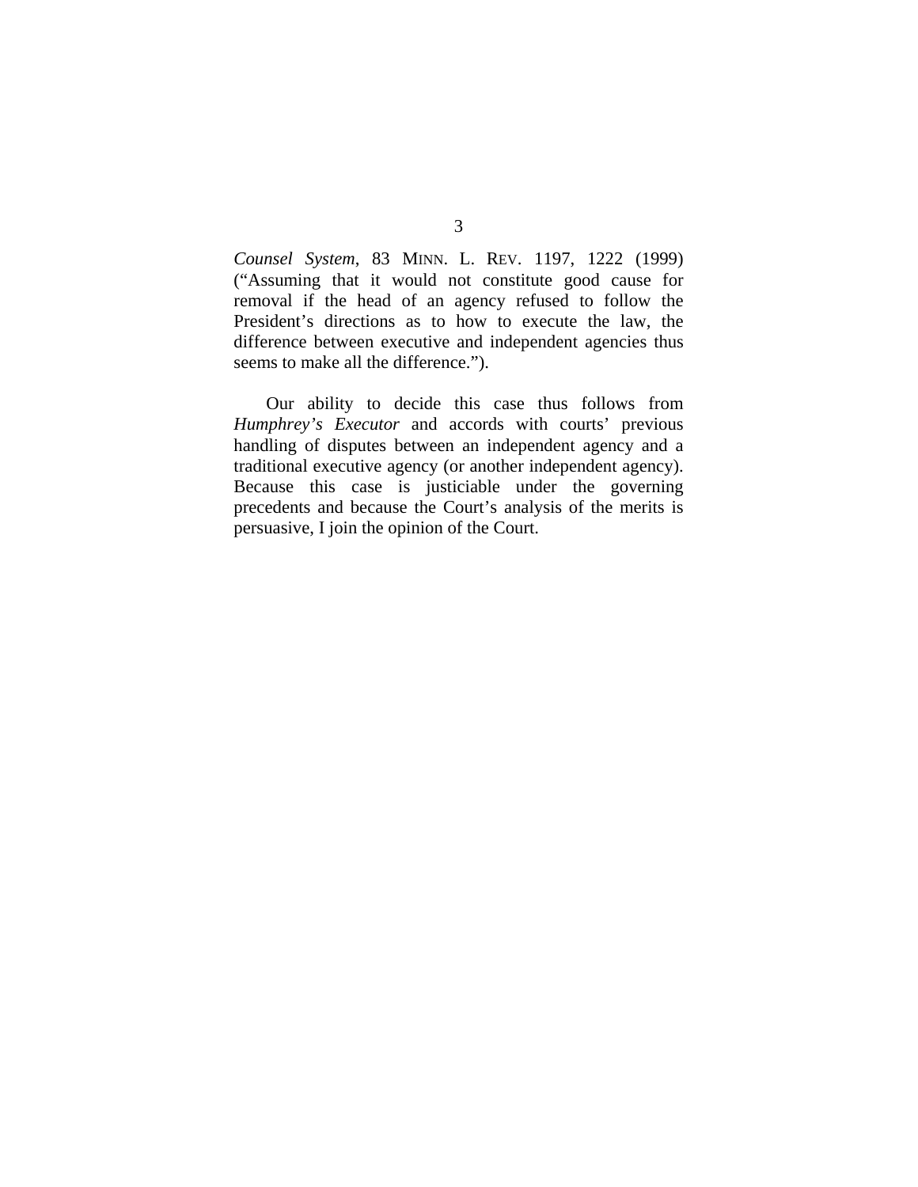*Counsel System*, 83 MINN. L. REV. 1197, 1222 (1999) ("Assuming that it would not constitute good cause for removal if the head of an agency refused to follow the President's directions as to how to execute the law, the difference between executive and independent agencies thus seems to make all the difference.").

Our ability to decide this case thus follows from *Humphrey's Executor* and accords with courts' previous handling of disputes between an independent agency and a traditional executive agency (or another independent agency). Because this case is justiciable under the governing precedents and because the Court's analysis of the merits is persuasive, I join the opinion of the Court.